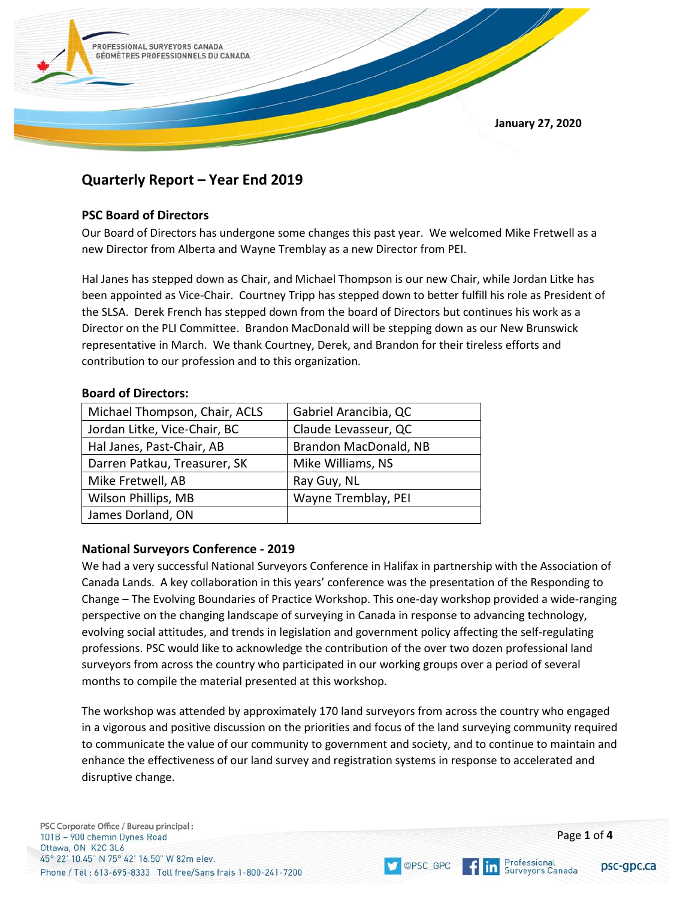January 27, 2020

# Quarterly Report – Year End 2019

## PSC Board of Directors

Our Board of Directors has undergone some changes this past year. We welcomed Mike Fretwell as a new Director from Alberta and Wayne Tremblay as a new Director from PEI.

Hal Janes has stepped down as Chair, and Michael Thompson is our new Chair, while Jordan Litke has been appointed as Vice-Chair. Courtney Tripp has stepped down to better fulfill his role as President of the SLSA. Derek French has stepped down from the board of Directors but continues his work as a Director on the PLI Committee. Brandon MacDonald will be stepping down as our New Brunswick representative in March. We thank Courtney, Derek, and Brandon for their tireless efforts and contribution to our profession and to this organization.

**Board of Directors:**

| | |
|---|---|
| Michael Thompson, Chair, ACLS | Gabriel Arancibia, QC |
| Jordan Litke, Vice-Chair, BC | Claude Levasseur, QC |
| Hal Janes, Past-Chair, AB | Brandon MacDonald, NB |
| Darren Patkau, Treasurer, SK | Mike Williams, NS |
| Mike Fretwell, AB | Ray Guy, NL |
| Wilson Phillips, MB | Wayne Tremblay, PEI |
| James Dorland, ON | |

## National Surveyors Conference - 2019

We had a very successful National Surveyors Conference in Halifax in partnership with the Association of Canada Lands. A key collaboration in this years' conference was the presentation of the Responding to Change – The Evolving Boundaries of Practice Workshop. This one-day workshop provided a wide-ranging perspective on the changing landscape of surveying in Canada in response to advancing technology, evolving social attitudes, and trends in legislation and government policy affecting the self-regulating professions. PSC would like to acknowledge the contribution of the over two dozen professional land surveyors from across the country who participated in our working groups over a period of several months to compile the material presented at this workshop.

The workshop was attended by approximately 170 land surveyors from across the country who engaged in a vigorous and positive discussion on the priorities and focus of the land surveying community required to communicate the value of our community to government and society, and to continue to maintain and enhance the effectiveness of our land survey and registration systems in response to accelerated and disruptive change.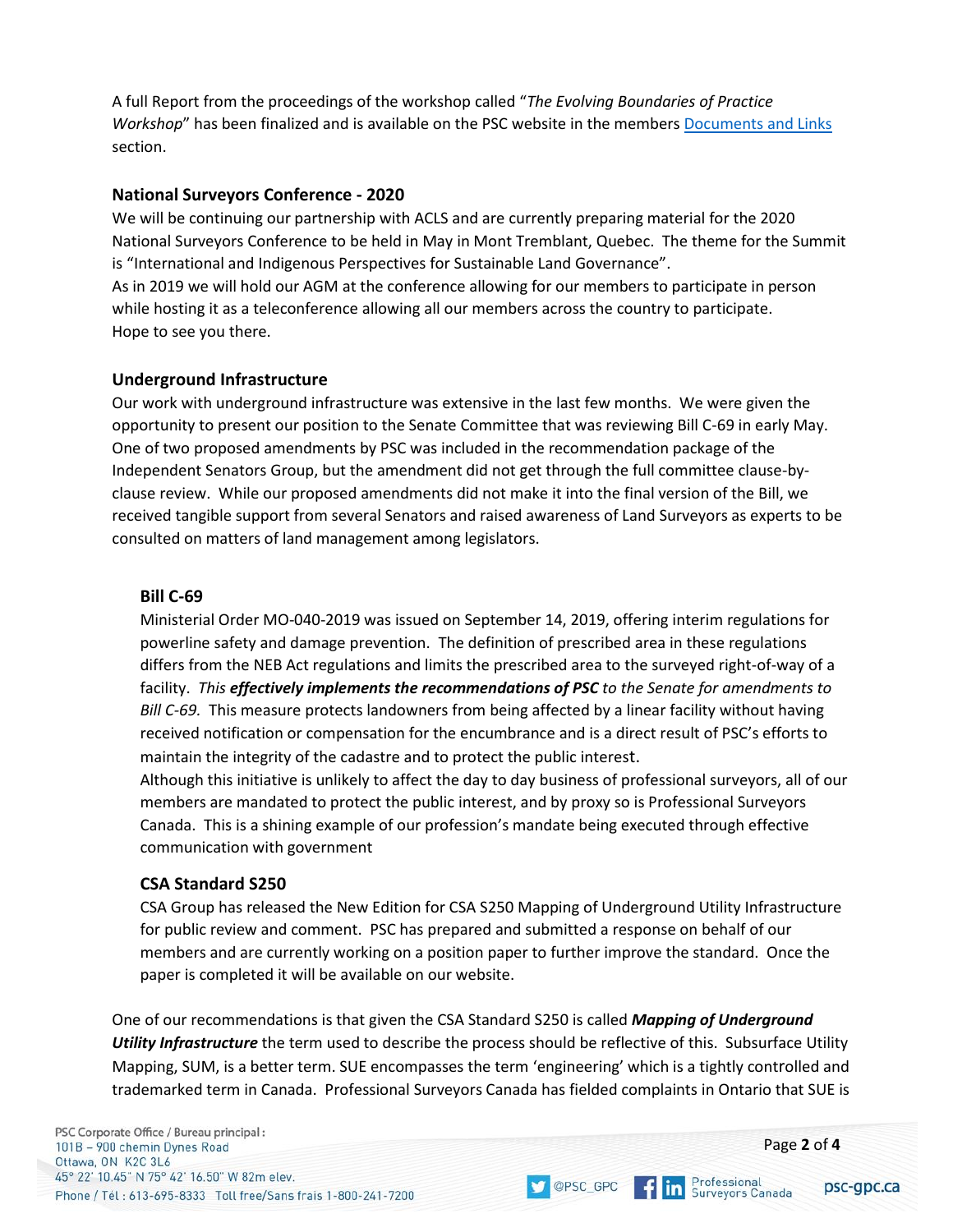A full Report from the proceedings of the workshop called "*The Evolving Boundaries of Practice Workshop*" has been finalized and is available on the PSC website in the members [Documents and Links](#) section.

### National Surveyors Conference - 2020

We will be continuing our partnership with ACLS and are currently preparing material for the 2020 National Surveyors Conference to be held in May in Mont Tremblant, Quebec. The theme for the Summit is "International and Indigenous Perspectives for Sustainable Land Governance".
As in 2019 we will hold our AGM at the conference allowing for our members to participate in person while hosting it as a teleconference allowing all our members across the country to participate.
Hope to see you there.

### Underground Infrastructure

Our work with underground infrastructure was extensive in the last few months. We were given the opportunity to present our position to the Senate Committee that was reviewing Bill C-69 in early May. One of two proposed amendments by PSC was included in the recommendation package of the Independent Senators Group, but the amendment did not get through the full committee clause-by-clause review. While our proposed amendments did not make it into the final version of the Bill, we received tangible support from several Senators and raised awareness of Land Surveyors as experts to be consulted on matters of land management among legislators.

#### Bill C-69

Ministerial Order MO-040-2019 was issued on September 14, 2019, offering interim regulations for powerline safety and damage prevention. The definition of prescribed area in these regulations differs from the NEB Act regulations and limits the prescribed area to the surveyed right-of-way of a facility. *This **effectively implements the recommendations of PSC** to the Senate for amendments to Bill C-69.* This measure protects landowners from being affected by a linear facility without having received notification or compensation for the encumbrance and is a direct result of PSC's efforts to maintain the integrity of the cadastre and to protect the public interest.
Although this initiative is unlikely to affect the day to day business of professional surveyors, all of our members are mandated to protect the public interest, and by proxy so is Professional Surveyors Canada. This is a shining example of our profession's mandate being executed through effective communication with government

#### CSA Standard S250

CSA Group has released the New Edition for CSA S250 Mapping of Underground Utility Infrastructure for public review and comment. PSC has prepared and submitted a response on behalf of our members and are currently working on a position paper to further improve the standard. Once the paper is completed it will be available on our website.

One of our recommendations is that given the CSA Standard S250 is called ***Mapping of Underground Utility Infrastructure*** the term used to describe the process should be reflective of this. Subsurface Utility Mapping, SUM, is a better term. SUE encompasses the term 'engineering' which is a tightly controlled and trademarked term in Canada. Professional Surveyors Canada has fielded complaints in Ontario that SUE is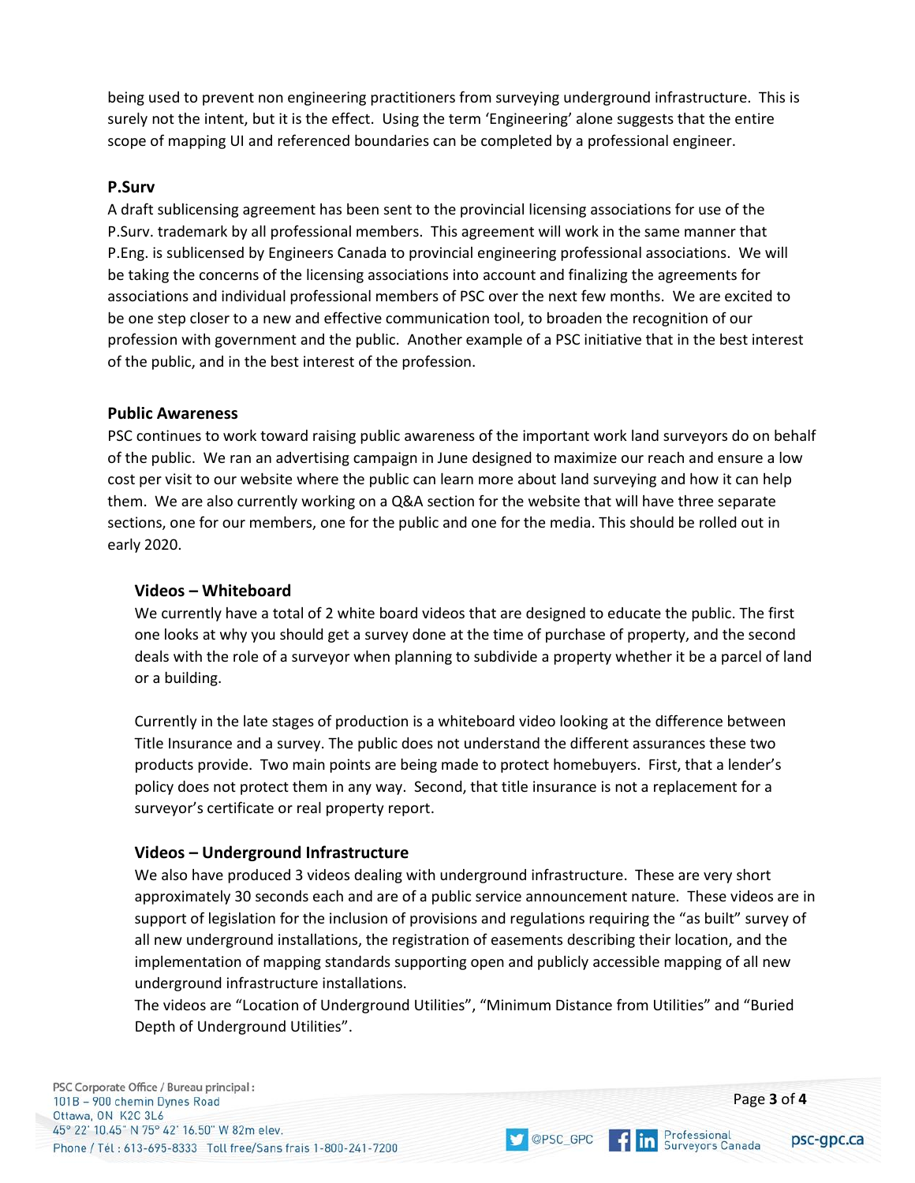being used to prevent non engineering practitioners from surveying underground infrastructure. This is surely not the intent, but it is the effect. Using the term 'Engineering' alone suggests that the entire scope of mapping UI and referenced boundaries can be completed by a professional engineer.

## P.Surv

A draft sublicensing agreement has been sent to the provincial licensing associations for use of the P.Surv. trademark by all professional members. This agreement will work in the same manner that P.Eng. is sublicensed by Engineers Canada to provincial engineering professional associations. We will be taking the concerns of the licensing associations into account and finalizing the agreements for associations and individual professional members of PSC over the next few months. We are excited to be one step closer to a new and effective communication tool, to broaden the recognition of our profession with government and the public. Another example of a PSC initiative that in the best interest of the public, and in the best interest of the profession.

## Public Awareness

PSC continues to work toward raising public awareness of the important work land surveyors do on behalf of the public. We ran an advertising campaign in June designed to maximize our reach and ensure a low cost per visit to our website where the public can learn more about land surveying and how it can help them. We are also currently working on a Q&A section for the website that will have three separate sections, one for our members, one for the public and one for the media. This should be rolled out in early 2020.

### Videos – Whiteboard

We currently have a total of 2 white board videos that are designed to educate the public. The first one looks at why you should get a survey done at the time of purchase of property, and the second deals with the role of a surveyor when planning to subdivide a property whether it be a parcel of land or a building.

Currently in the late stages of production is a whiteboard video looking at the difference between Title Insurance and a survey. The public does not understand the different assurances these two products provide. Two main points are being made to protect homebuyers. First, that a lender's policy does not protect them in any way. Second, that title insurance is not a replacement for a surveyor's certificate or real property report.

### Videos – Underground Infrastructure

We also have produced 3 videos dealing with underground infrastructure. These are very short approximately 30 seconds each and are of a public service announcement nature. These videos are in support of legislation for the inclusion of provisions and regulations requiring the "as built" survey of all new underground installations, the registration of easements describing their location, and the implementation of mapping standards supporting open and publicly accessible mapping of all new underground infrastructure installations.
The videos are "Location of Underground Utilities", "Minimum Distance from Utilities" and "Buried Depth of Underground Utilities".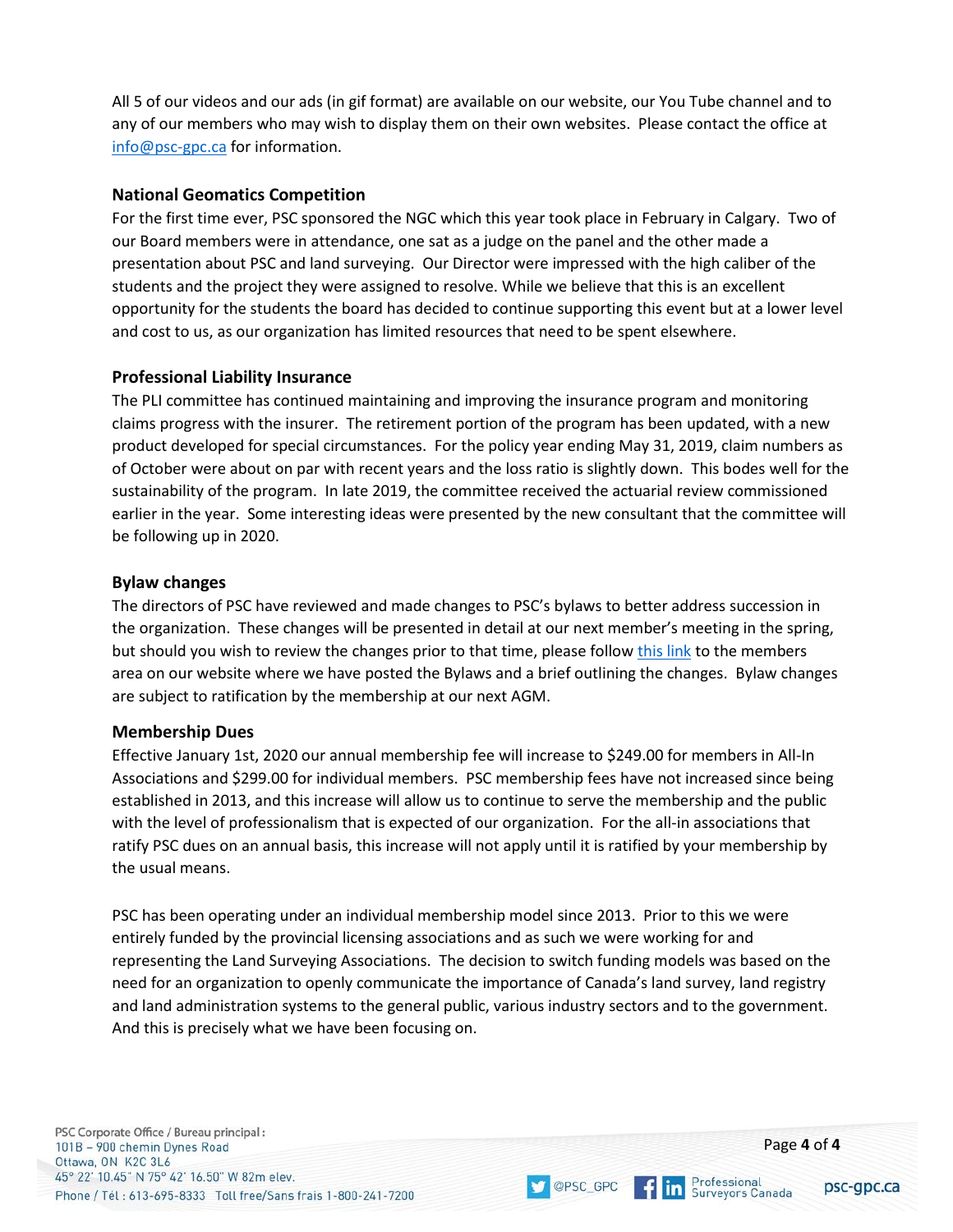All 5 of our videos and our ads (in gif format) are available on our website, our You Tube channel and to any of our members who may wish to display them on their own websites. Please contact the office at [info@psc-gpc.ca](mailto:info@psc-gpc.ca) for information.

### National Geomatics Competition

For the first time ever, PSC sponsored the NGC which this year took place in February in Calgary. Two of our Board members were in attendance, one sat as a judge on the panel and the other made a presentation about PSC and land surveying. Our Director were impressed with the high caliber of the students and the project they were assigned to resolve. While we believe that this is an excellent opportunity for the students the board has decided to continue supporting this event but at a lower level and cost to us, as our organization has limited resources that need to be spent elsewhere.

### Professional Liability Insurance

The PLI committee has continued maintaining and improving the insurance program and monitoring claims progress with the insurer. The retirement portion of the program has been updated, with a new product developed for special circumstances. For the policy year ending May 31, 2019, claim numbers as of October were about on par with recent years and the loss ratio is slightly down. This bodes well for the sustainability of the program. In late 2019, the committee received the actuarial review commissioned earlier in the year. Some interesting ideas were presented by the new consultant that the committee will be following up in 2020.

### Bylaw changes

The directors of PSC have reviewed and made changes to PSC's bylaws to better address succession in the organization. These changes will be presented in detail at our next member's meeting in the spring, but should you wish to review the changes prior to that time, please follow this link to the members area on our website where we have posted the Bylaws and a brief outlining the changes. Bylaw changes are subject to ratification by the membership at our next AGM.

### Membership Dues

Effective January 1st, 2020 our annual membership fee will increase to $249.00 for members in All-In Associations and $299.00 for individual members. PSC membership fees have not increased since being established in 2013, and this increase will allow us to continue to serve the membership and the public with the level of professionalism that is expected of our organization. For the all-in associations that ratify PSC dues on an annual basis, this increase will not apply until it is ratified by your membership by the usual means.

PSC has been operating under an individual membership model since 2013. Prior to this we were entirely funded by the provincial licensing associations and as such we were working for and representing the Land Surveying Associations. The decision to switch funding models was based on the need for an organization to openly communicate the importance of Canada's land survey, land registry and land administration systems to the general public, various industry sectors and to the government. And this is precisely what we have been focusing on.